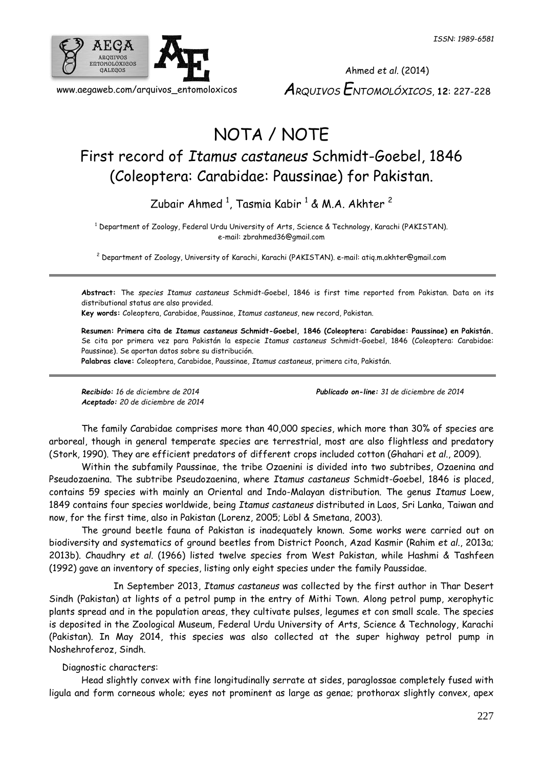# NOTA / NOTE

## First record of *Itamus castaneus* Schmidt-Goebel, 1846 (Coleoptera: Carabidae: Paussinae) for Pakistan.

Zubair Ahmed [1], Tasmia Kabir [1] & M.A. Akhter [2]

[1] Department of Zoology, Federal Urdu University of Arts, Science & Technology, Karachi (PAKISTAN). e-mail: zbrahmed36@gmail.com

[2] Department of Zoology, University of Karachi, Karachi (PAKISTAN). e-mail: atiq.m.akhter@gmail.com

**Abstract:** The *species Itamus castaneus* Schmidt-Goebel, 1846 is first time reported from Pakistan. Data on its distributional status are also provided.

**Key words:** Coleoptera, Carabidae, Paussinae, *Itamus castaneus*, new record, Pakistan.

**Resumen: Primera cita de *Itamus castaneus* Schmidt-Goebel, 1846 (Coleoptera: Carabidae: Paussinae) en Pakistán.** Se cita por primera vez para Pakistán la especie *Itamus castaneus* Schmidt-Goebel, 1846 (Coleoptera: Carabidae: Paussinae). Se aportan datos sobre su distribución.

**Palabras clave:** Coleoptera, Carabidae, Paussinae, *Itamus castaneus*, primera cita, Pakistán.

***Recibido:*** *16 de diciembre de 2014*
***Aceptado:*** *20 de diciembre de 2014*
***Publicado on-line:*** *31 de diciembre de 2014*

The family Carabidae comprises more than 40,000 species, which more than 30% of species are arboreal, though in general temperate species are terrestrial, most are also flightless and predatory (Stork, 1990). They are efficient predators of different crops included cotton (Ghahari *et al*., 2009).

Within the subfamily Paussinae, the tribe Ozaenini is divided into two subtribes, Ozaenina and Pseudozaenina. The subtribe Pseudozaenina, where *Itamus castaneus* Schmidt-Goebel, 1846 is placed, contains 59 species with mainly an Oriental and Indo-Malayan distribution. The genus *Itamus* Loew, 1849 contains four species worldwide, being *Itamus castaneus* distributed in Laos, Sri Lanka, Taiwan and now, for the first time, also in Pakistan (Lorenz, 2005; Löbl & Smetana, 2003).

The ground beetle fauna of Pakistan is inadequately known. Some works were carried out on biodiversity and systematics of ground beetles from District Poonch, Azad Kasmir (Rahim *et al*., 2013a; 2013b). Chaudhry *et al*. (1966) listed twelve species from West Pakistan, while Hashmi & Tashfeen (1992) gave an inventory of species, listing only eight species under the family Paussidae.

In September 2013, *Itamus castaneus* was collected by the first author in Thar Desert Sindh (Pakistan) at lights of a petrol pump in the entry of Mithi Town. Along petrol pump, xerophytic plants spread and in the population areas, they cultivate pulses, legumes et con small scale. The species is deposited in the Zoological Museum, Federal Urdu University of Arts, Science & Technology, Karachi (Pakistan). In May 2014, this species was also collected at the super highway petrol pump in Noshehroferoz, Sindh.

Diagnostic characters:

Head slightly convex with fine longitudinally serrate at sides, paraglossae completely fused with ligula and form corneous whole; eyes not prominent as large as genae; prothorax slightly convex, apex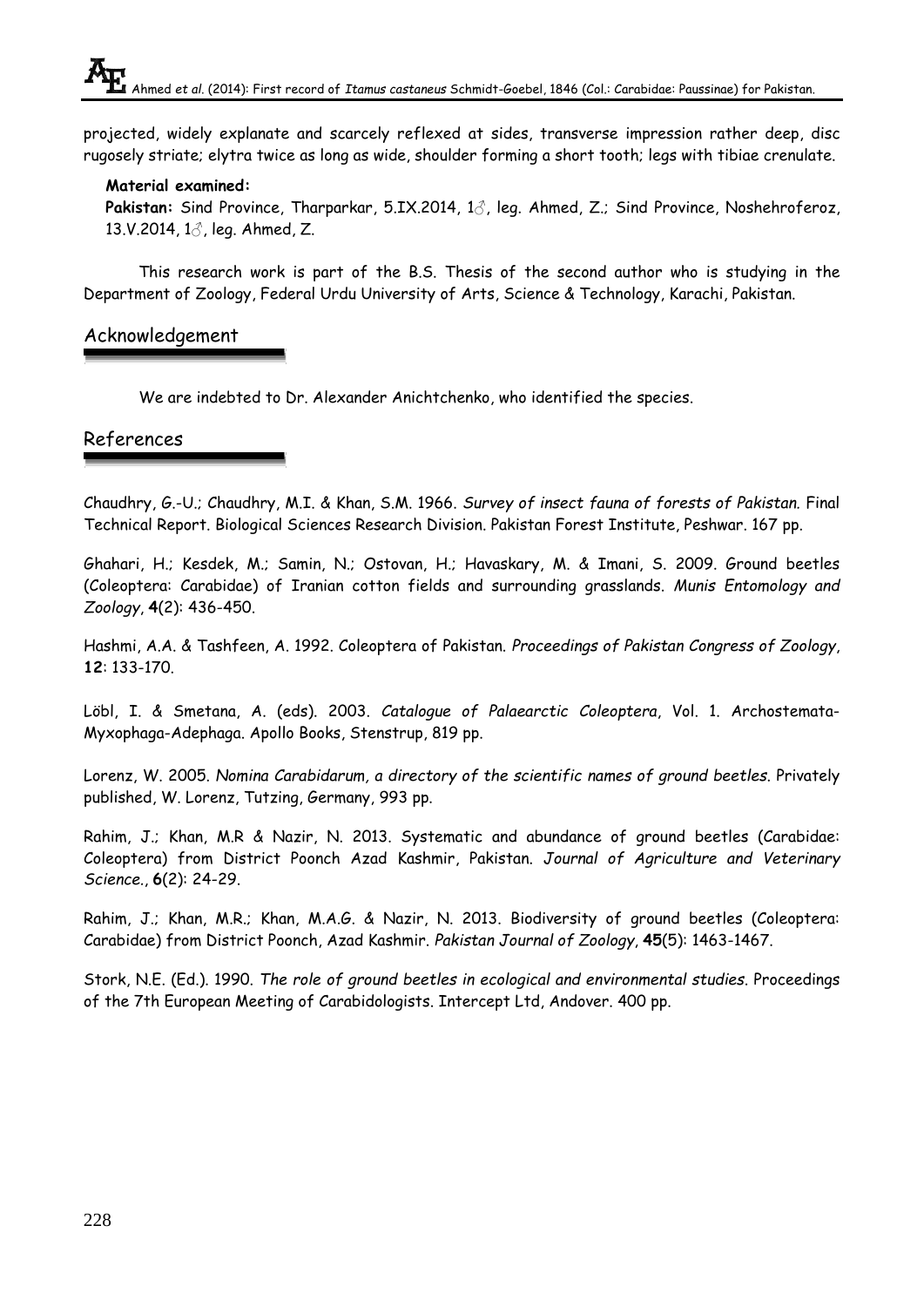projected, widely explanate and scarcely reflexed at sides, transverse impression rather deep, disc rugosely striate; elytra twice as long as wide, shoulder forming a short tooth; legs with tibiae crenulate.

**Material examined:**

**Pakistan:** Sind Province, Tharparkar, 5.IX.2014, 1♂, leg. Ahmed, Z.; Sind Province, Noshehroferoz, 13.V.2014, 1♂, leg. Ahmed, Z.

This research work is part of the B.S. Thesis of the second author who is studying in the Department of Zoology, Federal Urdu University of Arts, Science & Technology, Karachi, Pakistan.

## Acknowledgement

We are indebted to Dr. Alexander Anichtchenko, who identified the species.

## References

Chaudhry, G.-U.; Chaudhry, M.I. & Khan, S.M. 1966. *Survey of insect fauna of forests of Pakistan.* Final Technical Report. Biological Sciences Research Division. Pakistan Forest Institute, Peshwar. 167 pp.

Ghahari, H.; Kesdek, M.; Samin, N.; Ostovan, H.; Havaskary, M. & Imani, S. 2009. Ground beetles (Coleoptera: Carabidae) of Iranian cotton fields and surrounding grasslands. *Munis Entomology and Zoology*, **4**(2): 436-450.

Hashmi, A.A. & Tashfeen, A. 1992. Coleoptera of Pakistan. *Proceedings of Pakistan Congress of Zoology*, **12**: 133-170.

Löbl, I. & Smetana, A. (eds). 2003. *Catalogue of Palaearctic Coleoptera*, Vol. 1. Archostemata-Myxophaga-Adephaga. Apollo Books, Stenstrup, 819 pp.

Lorenz, W. 2005. *Nomina Carabidarum, a directory of the scientific names of ground beetles*. Privately published, W. Lorenz, Tutzing, Germany, 993 pp.

Rahim, J.; Khan, M.R & Nazir, N. 2013. Systematic and abundance of ground beetles (Carabidae: Coleoptera) from District Poonch Azad Kashmir, Pakistan. *Journal of Agriculture and Veterinary Science.*, **6**(2): 24-29.

Rahim, J.; Khan, M.R.; Khan, M.A.G. & Nazir, N. 2013. Biodiversity of ground beetles (Coleoptera: Carabidae) from District Poonch, Azad Kashmir. *Pakistan Journal of Zoology*, **45**(5): 1463-1467.

Stork, N.E. (Ed.). 1990. *The role of ground beetles in ecological and environmental studies*. Proceedings of the 7th European Meeting of Carabidologists. Intercept Ltd, Andover. 400 pp.